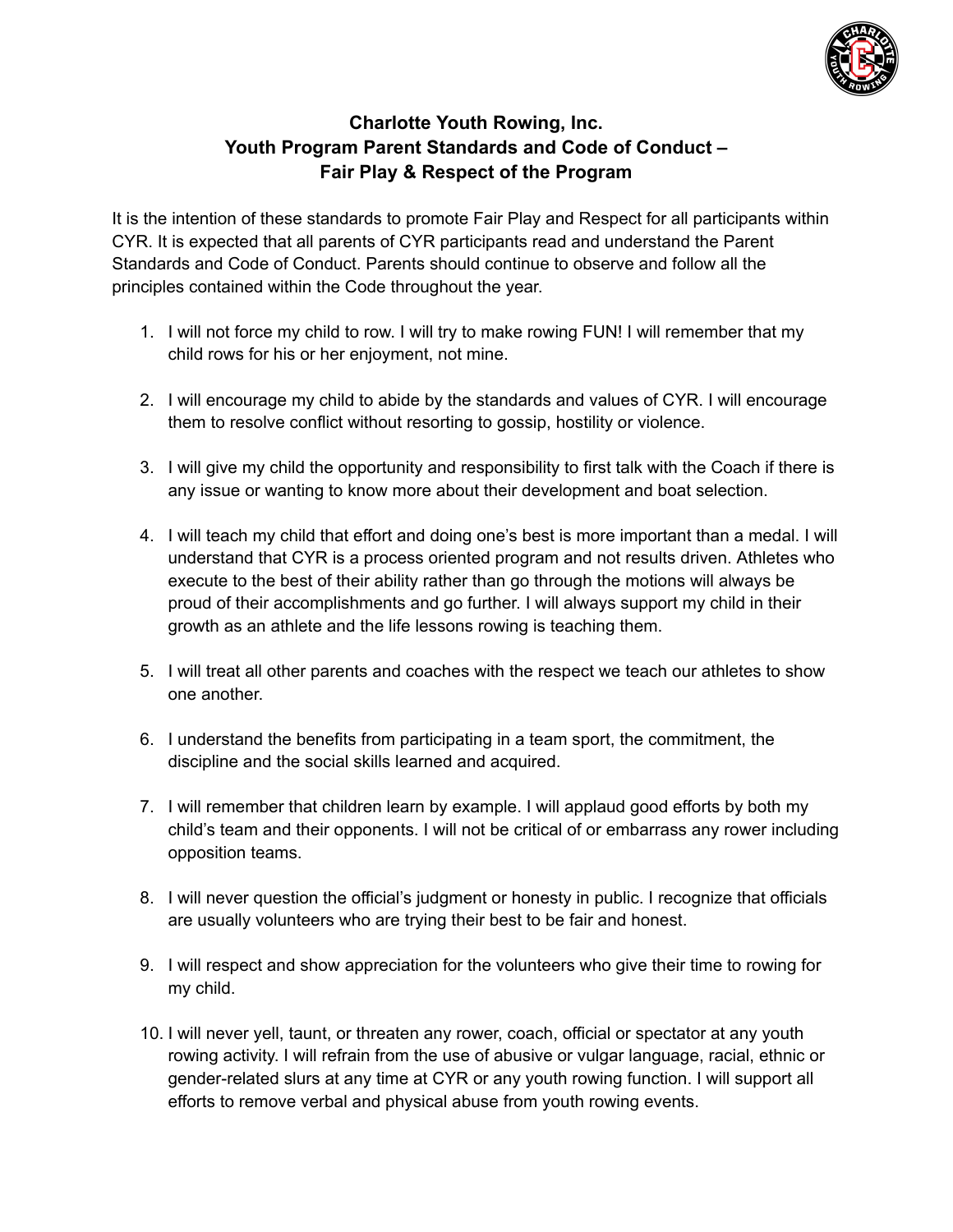# Charlotte Youth Rowing, Inc.
## Youth Program Parent Standards and Code of Conduct – Fair Play & Respect of the Program

It is the intention of these standards to promote Fair Play and Respect for all participants within CYR. It is expected that all parents of CYR participants read and understand the Parent Standards and Code of Conduct. Parents should continue to observe and follow all the principles contained within the Code throughout the year.

1. I will not force my child to row. I will try to make rowing FUN! I will remember that my child rows for his or her enjoyment, not mine.

2. I will encourage my child to abide by the standards and values of CYR. I will encourage them to resolve conflict without resorting to gossip, hostility or violence.

3. I will give my child the opportunity and responsibility to first talk with the Coach if there is any issue or wanting to know more about their development and boat selection.

4. I will teach my child that effort and doing one's best is more important than a medal. I will understand that CYR is a process oriented program and not results driven. Athletes who execute to the best of their ability rather than go through the motions will always be proud of their accomplishments and go further. I will always support my child in their growth as an athlete and the life lessons rowing is teaching them.

5. I will treat all other parents and coaches with the respect we teach our athletes to show one another.

6. I understand the benefits from participating in a team sport, the commitment, the discipline and the social skills learned and acquired.

7. I will remember that children learn by example. I will applaud good efforts by both my child's team and their opponents. I will not be critical of or embarrass any rower including opposition teams.

8. I will never question the official's judgment or honesty in public. I recognize that officials are usually volunteers who are trying their best to be fair and honest.

9. I will respect and show appreciation for the volunteers who give their time to rowing for my child.

10. I will never yell, taunt, or threaten any rower, coach, official or spectator at any youth rowing activity. I will refrain from the use of abusive or vulgar language, racial, ethnic or gender-related slurs at any time at CYR or any youth rowing function. I will support all efforts to remove verbal and physical abuse from youth rowing events.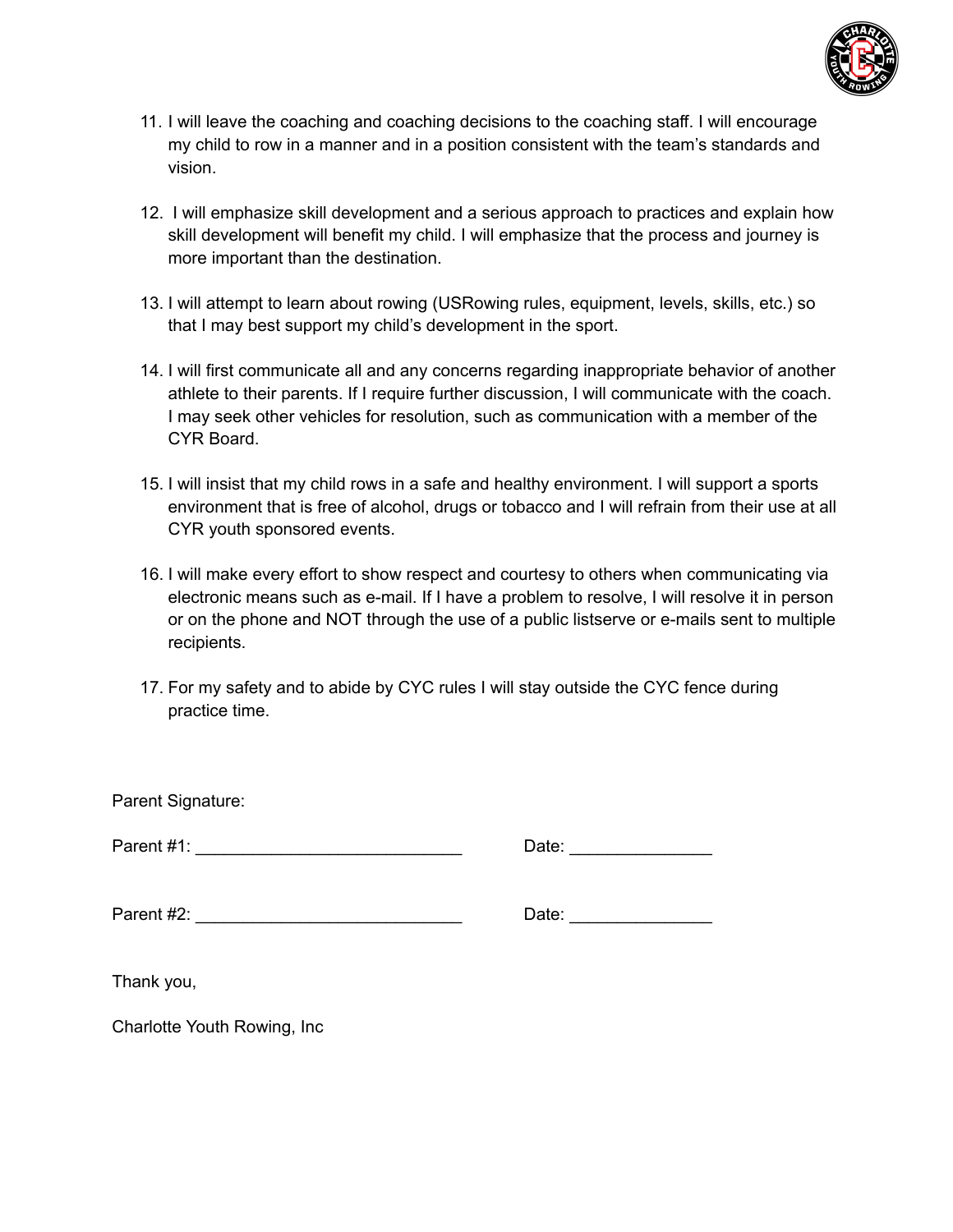11. I will leave the coaching and coaching decisions to the coaching staff. I will encourage my child to row in a manner and in a position consistent with the team's standards and vision.

12. I will emphasize skill development and a serious approach to practices and explain how skill development will benefit my child. I will emphasize that the process and journey is more important than the destination.

13. I will attempt to learn about rowing (USRowing rules, equipment, levels, skills, etc.) so that I may best support my child's development in the sport.

14. I will first communicate all and any concerns regarding inappropriate behavior of another athlete to their parents. If I require further discussion, I will communicate with the coach. I may seek other vehicles for resolution, such as communication with a member of the CYR Board.

15. I will insist that my child rows in a safe and healthy environment. I will support a sports environment that is free of alcohol, drugs or tobacco and I will refrain from their use at all CYR youth sponsored events.

16. I will make every effort to show respect and courtesy to others when communicating via electronic means such as e-mail. If I have a problem to resolve, I will resolve it in person or on the phone and NOT through the use of a public listserve or e-mails sent to multiple recipients.

17. For my safety and to abide by CYC rules I will stay outside the CYC fence during practice time.

Parent Signature:

Parent #1: ____________________________ Date: _______________

Parent #2: ____________________________ Date: _______________

Thank you,

Charlotte Youth Rowing, Inc